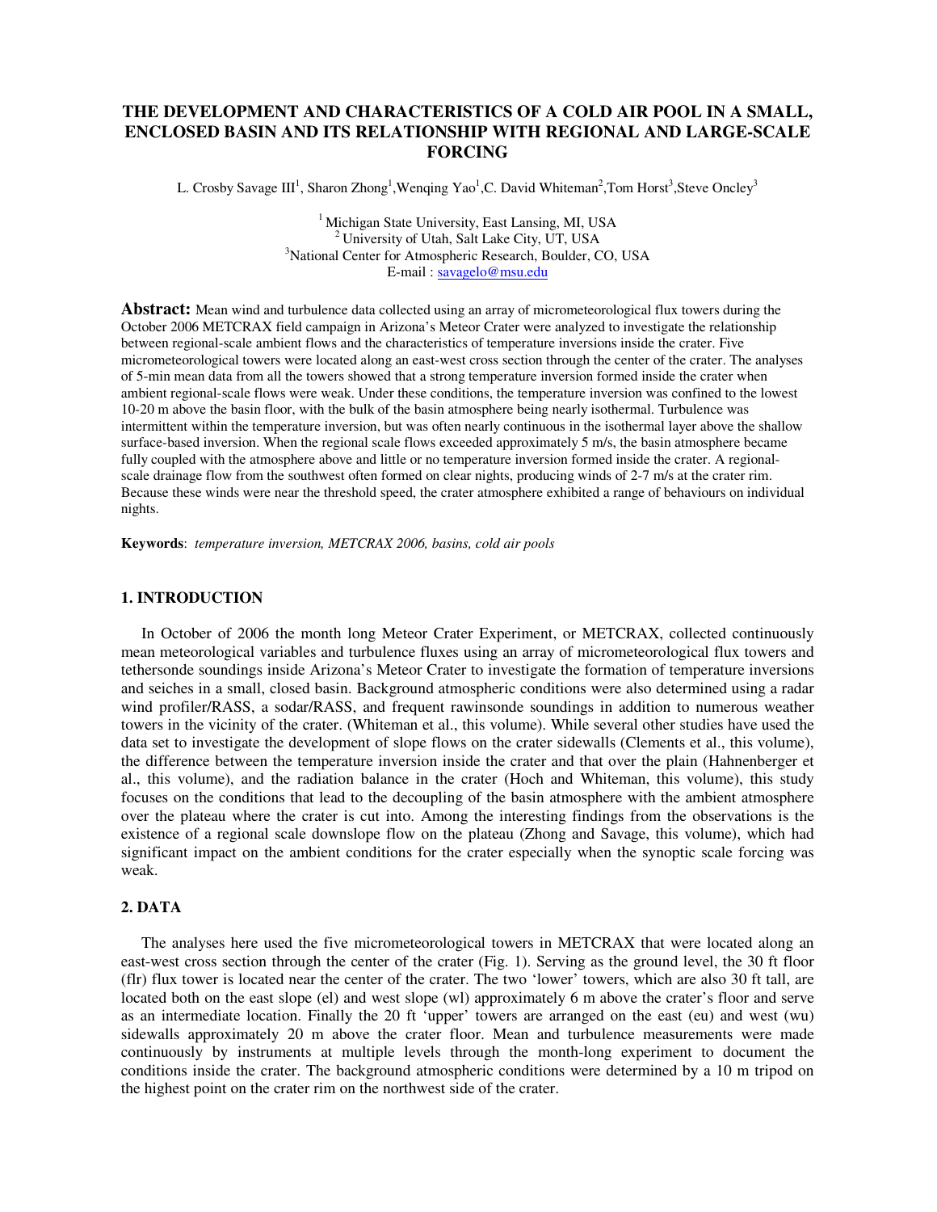# THE DEVELOPMENT AND CHARACTERISTICS OF A COLD AIR POOL IN A SMALL, ENCLOSED BASIN AND ITS RELATIONSHIP WITH REGIONAL AND LARGE-SCALE FORCING

L. Crosby Savage III[1], Sharon Zhong[1], Wenqing Yao[1], C. David Whiteman[2], Tom Horst[3], Steve Oncley[3]

[1] Michigan State University, East Lansing, MI, USA
[2] University of Utah, Salt Lake City, UT, USA
[3] National Center for Atmospheric Research, Boulder, CO, USA
E-mail : savagelo@msu.edu

**Abstract:** Mean wind and turbulence data collected using an array of micrometeorological flux towers during the October 2006 METCRAX field campaign in Arizona's Meteor Crater were analyzed to investigate the relationship between regional-scale ambient flows and the characteristics of temperature inversions inside the crater. Five micrometeorological towers were located along an east-west cross section through the center of the crater. The analyses of 5-min mean data from all the towers showed that a strong temperature inversion formed inside the crater when ambient regional-scale flows were weak. Under these conditions, the temperature inversion was confined to the lowest 10-20 m above the basin floor, with the bulk of the basin atmosphere being nearly isothermal. Turbulence was intermittent within the temperature inversion, but was often nearly continuous in the isothermal layer above the shallow surface-based inversion. When the regional scale flows exceeded approximately 5 m/s, the basin atmosphere became fully coupled with the atmosphere above and little or no temperature inversion formed inside the crater. A regional-scale drainage flow from the southwest often formed on clear nights, producing winds of 2-7 m/s at the crater rim. Because these winds were near the threshold speed, the crater atmosphere exhibited a range of behaviours on individual nights.

**Keywords**: *temperature inversion, METCRAX 2006, basins, cold air pools*

## 1. INTRODUCTION

In October of 2006 the month long Meteor Crater Experiment, or METCRAX, collected continuously mean meteorological variables and turbulence fluxes using an array of micrometeorological flux towers and tethersonde soundings inside Arizona's Meteor Crater to investigate the formation of temperature inversions and seiches in a small, closed basin. Background atmospheric conditions were also determined using a radar wind profiler/RASS, a sodar/RASS, and frequent rawinsonde soundings in addition to numerous weather towers in the vicinity of the crater. (Whiteman et al., this volume). While several other studies have used the data set to investigate the development of slope flows on the crater sidewalls (Clements et al., this volume), the difference between the temperature inversion inside the crater and that over the plain (Hahnenberger et al., this volume), and the radiation balance in the crater (Hoch and Whiteman, this volume), this study focuses on the conditions that lead to the decoupling of the basin atmosphere with the ambient atmosphere over the plateau where the crater is cut into. Among the interesting findings from the observations is the existence of a regional scale downslope flow on the plateau (Zhong and Savage, this volume), which had significant impact on the ambient conditions for the crater especially when the synoptic scale forcing was weak.

## 2. DATA

The analyses here used the five micrometeorological towers in METCRAX that were located along an east-west cross section through the center of the crater (Fig. 1). Serving as the ground level, the 30 ft floor (flr) flux tower is located near the center of the crater. The two 'lower' towers, which are also 30 ft tall, are located both on the east slope (el) and west slope (wl) approximately 6 m above the crater's floor and serve as an intermediate location. Finally the 20 ft 'upper' towers are arranged on the east (eu) and west (wu) sidewalls approximately 20 m above the crater floor. Mean and turbulence measurements were made continuously by instruments at multiple levels through the month-long experiment to document the conditions inside the crater. The background atmospheric conditions were determined by a 10 m tripod on the highest point on the crater rim on the northwest side of the crater.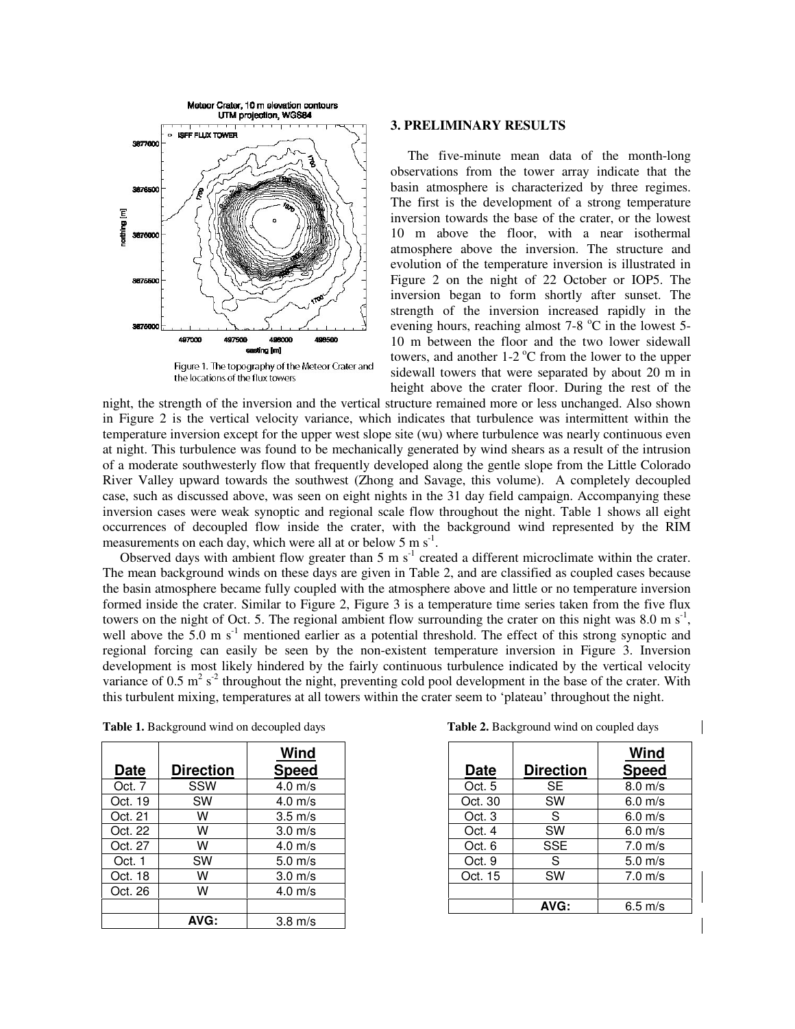Figure 1. The topography of the Meteor Crater and the locations of the flux towers

## 3. PRELIMINARY RESULTS

The five-minute mean data of the month-long observations from the tower array indicate that the basin atmosphere is characterized by three regimes. The first is the development of a strong temperature inversion towards the base of the crater, or the lowest 10 m above the floor, with a near isothermal atmosphere above the inversion. The structure and evolution of the temperature inversion is illustrated in Figure 2 on the night of 22 October or IOP5. The inversion began to form shortly after sunset. The strength of the inversion increased rapidly in the evening hours, reaching almost 7-8 $^{o}$C in the lowest 5-10 m between the floor and the two lower sidewall towers, and another 1-2 $^{o}$C from the lower to the upper sidewall towers that were separated by about 20 m in height above the crater floor. During the rest of the night, the strength of the inversion and the vertical structure remained more or less unchanged. Also shown in Figure 2 is the vertical velocity variance, which indicates that turbulence was intermittent within the temperature inversion except for the upper west slope site (wu) where turbulence was nearly continuous even at night. This turbulence was found to be mechanically generated by wind shears as a result of the intrusion of a moderate southwesterly flow that frequently developed along the gentle slope from the Little Colorado River Valley upward towards the southwest (Zhong and Savage, this volume). A completely decoupled case, such as discussed above, was seen on eight nights in the 31 day field campaign. Accompanying these inversion cases were weak synoptic and regional scale flow throughout the night. Table 1 shows all eight occurrences of decoupled flow inside the crater, with the background wind represented by the RIM measurements on each day, which were all at or below 5 m s$^{-1}$.

Observed days with ambient flow greater than 5 m s$^{-1}$ created a different microclimate within the crater. The mean background winds on these days are given in Table 2, and are classified as coupled cases because the basin atmosphere became fully coupled with the atmosphere above and little or no temperature inversion formed inside the crater. Similar to Figure 2, Figure 3 is a temperature time series taken from the five flux towers on the night of Oct. 5. The regional ambient flow surrounding the crater on this night was 8.0 m s$^{-1}$, well above the 5.0 m s$^{-1}$ mentioned earlier as a potential threshold. The effect of this strong synoptic and regional forcing can easily be seen by the non-existent temperature inversion in Figure 3. Inversion development is most likely hindered by the fairly continuous turbulence indicated by the vertical velocity variance of 0.5 m$^{2}$ s$^{-2}$ throughout the night, preventing cold pool development in the base of the crater. With this turbulent mixing, temperatures at all towers within the crater seem to 'plateau' throughout the night.

**Table 1.** Background wind on decoupled days

| Date | Direction | Wind Speed |
|---|---|---|
| Oct. 7 | SSW | 4.0 m/s |
| Oct. 19 | SW | 4.0 m/s |
| Oct. 21 | W | 3.5 m/s |
| Oct. 22 | W | 3.0 m/s |
| Oct. 27 | W | 4.0 m/s |
| Oct. 1 | SW | 5.0 m/s |
| Oct. 18 | W | 3.0 m/s |
| Oct. 26 | W | 4.0 m/s |
| | | |
| | AVG: | 3.8 m/s |

**Table 2.** Background wind on coupled days

| Date | Direction | Wind Speed |
|---|---|---|
| Oct. 5 | SE | 8.0 m/s |
| Oct. 30 | SW | 6.0 m/s |
| Oct. 3 | S | 6.0 m/s |
| Oct. 4 | SW | 6.0 m/s |
| Oct. 6 | SSE | 7.0 m/s |
| Oct. 9 | S | 5.0 m/s |
| Oct. 15 | SW | 7.0 m/s |
| | | |
| | AVG: | 6.5 m/s |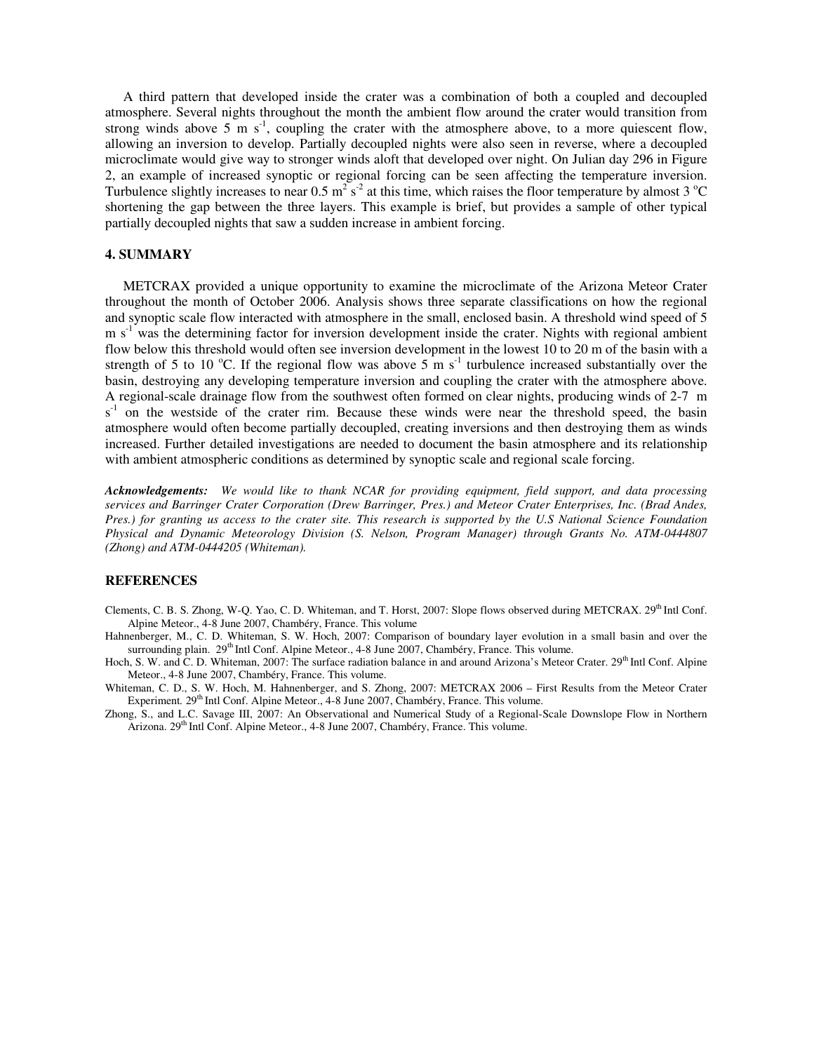A third pattern that developed inside the crater was a combination of both a coupled and decoupled atmosphere. Several nights throughout the month the ambient flow around the crater would transition from strong winds above 5 m s$^{-1}$, coupling the crater with the atmosphere above, to a more quiescent flow, allowing an inversion to develop. Partially decoupled nights were also seen in reverse, where a decoupled microclimate would give way to stronger winds aloft that developed over night. On Julian day 296 in Figure 2, an example of increased synoptic or regional forcing can be seen affecting the temperature inversion. Turbulence slightly increases to near 0.5 m$^2$ s$^{-2}$ at this time, which raises the floor temperature by almost 3 $^o$C shortening the gap between the three layers. This example is brief, but provides a sample of other typical partially decoupled nights that saw a sudden increase in ambient forcing.

## 4. SUMMARY

METCRAX provided a unique opportunity to examine the microclimate of the Arizona Meteor Crater throughout the month of October 2006. Analysis shows three separate classifications on how the regional and synoptic scale flow interacted with atmosphere in the small, enclosed basin. A threshold wind speed of 5 m s$^{-1}$ was the determining factor for inversion development inside the crater. Nights with regional ambient flow below this threshold would often see inversion development in the lowest 10 to 20 m of the basin with a strength of 5 to 10 $^o$C. If the regional flow was above 5 m s$^{-1}$ turbulence increased substantially over the basin, destroying any developing temperature inversion and coupling the crater with the atmosphere above. A regional-scale drainage flow from the southwest often formed on clear nights, producing winds of 2-7 m s$^{-1}$ on the westside of the crater rim. Because these winds were near the threshold speed, the basin atmosphere would often become partially decoupled, creating inversions and then destroying them as winds increased. Further detailed investigations are needed to document the basin atmosphere and its relationship with ambient atmospheric conditions as determined by synoptic scale and regional scale forcing.

***Acknowledgements:*** *We would like to thank NCAR for providing equipment, field support, and data processing services and Barringer Crater Corporation (Drew Barringer, Pres.) and Meteor Crater Enterprises, Inc. (Brad Andes, Pres.) for granting us access to the crater site. This research is supported by the U.S National Science Foundation Physical and Dynamic Meteorology Division (S. Nelson, Program Manager) through Grants No. ATM-0444807 (Zhong) and ATM-0444205 (Whiteman).*

## REFERENCES

Clements, C. B. S. Zhong, W-Q. Yao, C. D. Whiteman, and T. Horst, 2007: Slope flows observed during METCRAX. 29th Intl Conf. Alpine Meteor., 4-8 June 2007, Chambéry, France. This volume

Hahnenberger, M., C. D. Whiteman, S. W. Hoch, 2007: Comparison of boundary layer evolution in a small basin and over the surrounding plain. 29th Intl Conf. Alpine Meteor., 4-8 June 2007, Chambéry, France. This volume.

Hoch, S. W. and C. D. Whiteman, 2007: The surface radiation balance in and around Arizona's Meteor Crater. 29th Intl Conf. Alpine Meteor., 4-8 June 2007, Chambéry, France. This volume.

Whiteman, C. D., S. W. Hoch, M. Hahnenberger, and S. Zhong, 2007: METCRAX 2006 – First Results from the Meteor Crater Experiment. 29th Intl Conf. Alpine Meteor., 4-8 June 2007, Chambéry, France. This volume.

Zhong, S., and L.C. Savage III, 2007: An Observational and Numerical Study of a Regional-Scale Downslope Flow in Northern Arizona. 29th Intl Conf. Alpine Meteor., 4-8 June 2007, Chambéry, France. This volume.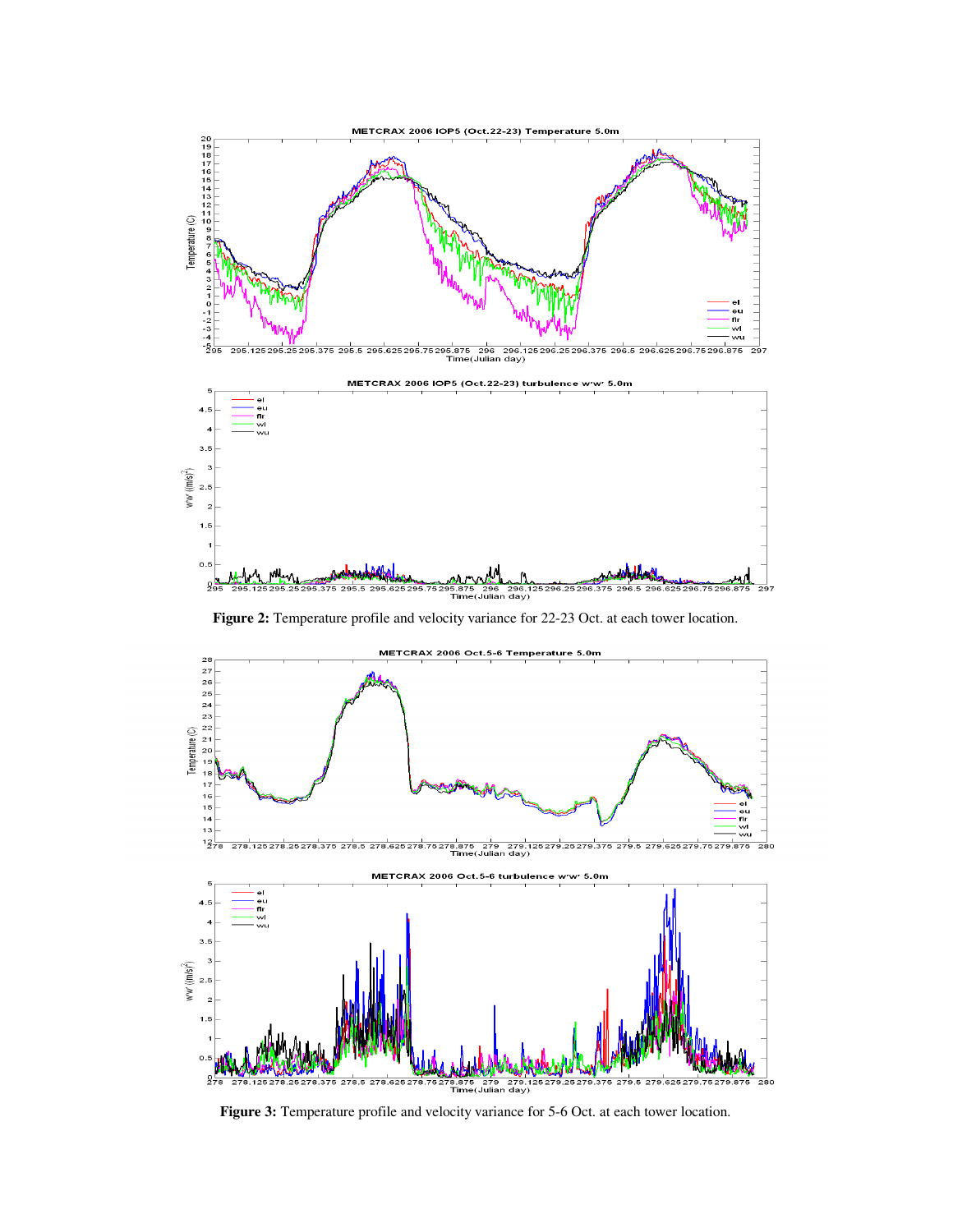METCRAX 2006 IOP5 (Oct.22-23) Temperature 5.0m

Temperature (C)

Time(Julian day)

el
eu
flr
wl
wu

METCRAX 2006 IOP5 (Oct.22-23) turbulence w'w' 5.0m

w'w' ((m/s)$^2$)

Time(Julian day)

el
eu
flr
wl
wu

**Figure 2:** Temperature profile and velocity variance for 22-23 Oct. at each tower location.

METCRAX 2006 Oct.5-6 Temperature 5.0m

Temperature (C)

Time(Julian day)

el
eu
flr
wl
wu

METCRAX 2006 Oct.5-6 turbulence w'w' 5.0m

w'w' ((m/s)$^2$)

Time(Julian day)

el
eu
flr
wl
wu

**Figure 3:** Temperature profile and velocity variance for 5-6 Oct. at each tower location.